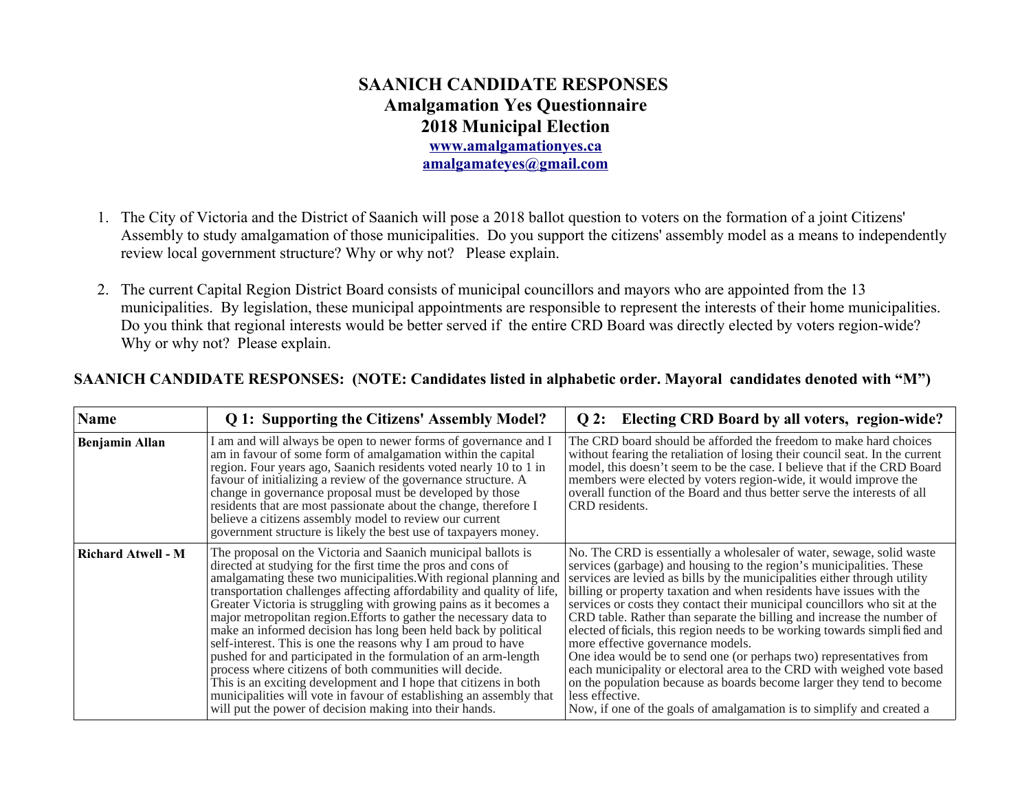# SAANICH CANDIDATE RESPONSES
## Amalgamation Yes Questionnaire
## 2018 Municipal Election

[www.amalgamationyes.ca](http://www.amalgamationyes.ca)
[amalgamateyes@gmail.com](mailto:amalgamateyes@gmail.com)

1. The City of Victoria and the District of Saanich will pose a 2018 ballot question to voters on the formation of a joint Citizens' Assembly to study amalgamation of those municipalities. Do you support the citizens' assembly model as a means to independently review local government structure? Why or why not? Please explain.

2. The current Capital Region District Board consists of municipal councillors and mayors who are appointed from the 13 municipalities. By legislation, these municipal appointments are responsible to represent the interests of their home municipalities. Do you think that regional interests would be better served if the entire CRD Board was directly elected by voters region-wide? Why or why not? Please explain.

**SAANICH CANDIDATE RESPONSES: (NOTE: Candidates listed in alphabetic order. Mayoral candidates denoted with "M")**

| Name | Q 1: Supporting the Citizens' Assembly Model? | Q 2: Electing CRD Board by all voters, region-wide? |
|---|---|---|
| **Benjamin Allan** | I am and will always be open to newer forms of governance and I am in favour of some form of amalgamation within the capital region. Four years ago, Saanich residents voted nearly 10 to 1 in favour of initializing a review of the governance structure. A change in governance proposal must be developed by those residents that are most passionate about the change, therefore I believe a citizens assembly model to review our current government structure is likely the best use of taxpayers money. | The CRD board should be afforded the freedom to make hard choices without fearing the retaliation of losing their council seat. In the current model, this doesn't seem to be the case. I believe that if the CRD Board members were elected by voters region-wide, it would improve the overall function of the Board and thus better serve the interests of all CRD residents. |
| **Richard Atwell - M** | The proposal on the Victoria and Saanich municipal ballots is directed at studying for the first time the pros and cons of amalgamating these two municipalities.With regional planning and transportation challenges affecting affordability and quality of life, Greater Victoria is struggling with growing pains as it becomes a major metropolitan region.Efforts to gather the necessary data to make an informed decision has long been held back by political self-interest. This is one the reasons why I am proud to have pushed for and participated in the formulation of an arm-length process where citizens of both communities will decide.<br>This is an exciting development and I hope that citizens in both municipalities will vote in favour of establishing an assembly that will put the power of decision making into their hands. | No. The CRD is essentially a wholesaler of water, sewage, solid waste services (garbage) and housing to the region's municipalities. These services are levied as bills by the municipalities either through utility billing or property taxation and when residents have issues with the services or costs they contact their municipal councillors who sit at the CRD table. Rather than separate the billing and increase the number of elected officials, this region needs to be working towards simplified and more effective governance models.<br>One idea would be to send one (or perhaps two) representatives from each municipality or electoral area to the CRD with weighed vote based on the population because as boards become larger they tend to become less effective.<br>Now, if one of the goals of amalgamation is to simplify and created a |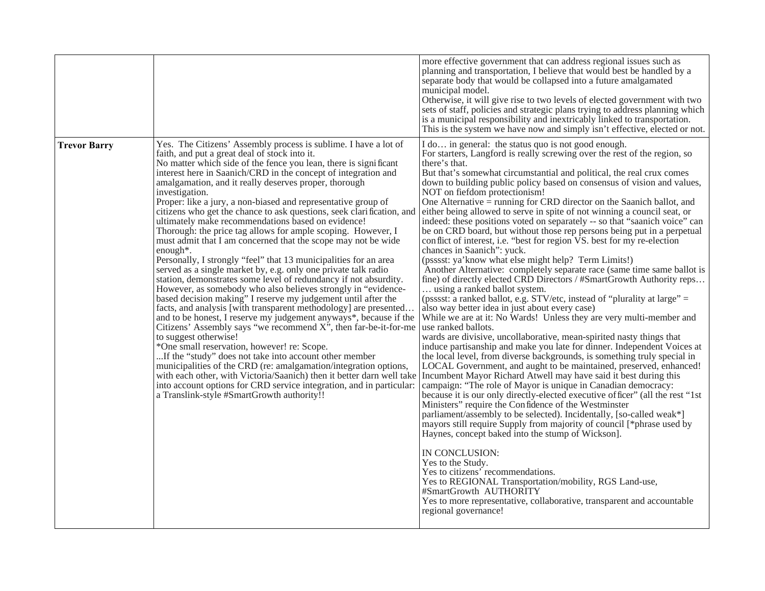| | | |
|---|---|---|
| | | more effective government that can address regional issues such as planning and transportation, I believe that would best be handled by a separate body that would be collapsed into a future amalgamated municipal model.<br>Otherwise, it will give rise to two levels of elected government with two sets of staff, policies and strategic plans trying to address planning which is a municipal responsibility and inextricably linked to transportation. This is the system we have now and simply isn't effective, elected or not. |
| **Trevor Barry** | Yes. The Citizens' Assembly process is sublime. I have a lot of faith, and put a great deal of stock into it.<br>No matter which side of the fence you lean, there is significant interest here in Saanich/CRD in the concept of integration and amalgamation, and it really deserves proper, thorough investigation.<br>Proper: like a jury, a non-biased and representative group of citizens who get the chance to ask questions, seek clarification, and ultimately make recommendations based on evidence!<br>Thorough: the price tag allows for ample scoping. However, I must admit that I am concerned that the scope may not be wide enough*.<br>Personally, I strongly "feel" that 13 municipalities for an area served as a single market by, e.g. only one private talk radio station, demonstrates some level of redundancy if not absurdity. However, as somebody who also believes strongly in "evidence-based decision making" I reserve my judgement until after the facts, and analysis [with transparent methodology] are presented… and to be honest, I reserve my judgement anyways*, because if the Citizens' Assembly says "we recommend X", then far-be-it-for-me to suggest otherwise!<br>*One small reservation, however! re: Scope.<br>...If the "study" does not take into account other member municipalities of the CRD (re: amalgamation/integration options, with each other, with Victoria/Saanich) then it better darn well take into account options for CRD service integration, and in particular: a Translink-style #SmartGrowth authority!! | I do… in general: the status quo is not good enough.<br>For starters, Langford is really screwing over the rest of the region, so there's that.<br>But that's somewhat circumstantial and political, the real crux comes down to building public policy based on consensus of vision and values, NOT on fiefdom protectionism!<br>One Alternative = running for CRD director on the Saanich ballot, and either being allowed to serve in spite of not winning a council seat, or indeed: these positions voted on separately -- so that "saanich voice" can be on CRD board, but without those rep persons being put in a perpetual conflict of interest, i.e. "best for region VS. best for my re-election chances in Saanich": yuck.<br>(psssst: ya'know what else might help? Term Limits!)<br>Another Alternative: completely separate race (same time same ballot is fine) of directly elected CRD Directors / #SmartGrowth Authority reps… … using a ranked ballot system.<br>(psssst: a ranked ballot, e.g. STV/etc, instead of "plurality at large" = also way better idea in just about every case)<br>While we are at it: No Wards! Unless they are very multi-member and use ranked ballots.<br>wards are divisive, uncollaborative, mean-spirited nasty things that induce partisanship and make you late for dinner. Independent Voices at the local level, from diverse backgrounds, is something truly special in LOCAL Government, and aught to be maintained, preserved, enhanced! Incumbent Mayor Richard Atwell may have said it best during this campaign: "The role of Mayor is unique in Canadian democracy: because it is our only directly-elected executive officer" (all the rest "1st Ministers" require the Confidence of the Westminster parliament/assembly to be selected). Incidentally, [so-called weak*] mayors still require Supply from majority of council [*phrase used by Haynes, concept baked into the stump of Wickson].<br><br>IN CONCLUSION:<br>Yes to the Study.<br>Yes to citizens' recommendations.<br>Yes to REGIONAL Transportation/mobility, RGS Land-use, #SmartGrowth AUTHORITY<br>Yes to more representative, collaborative, transparent and accountable regional governance! |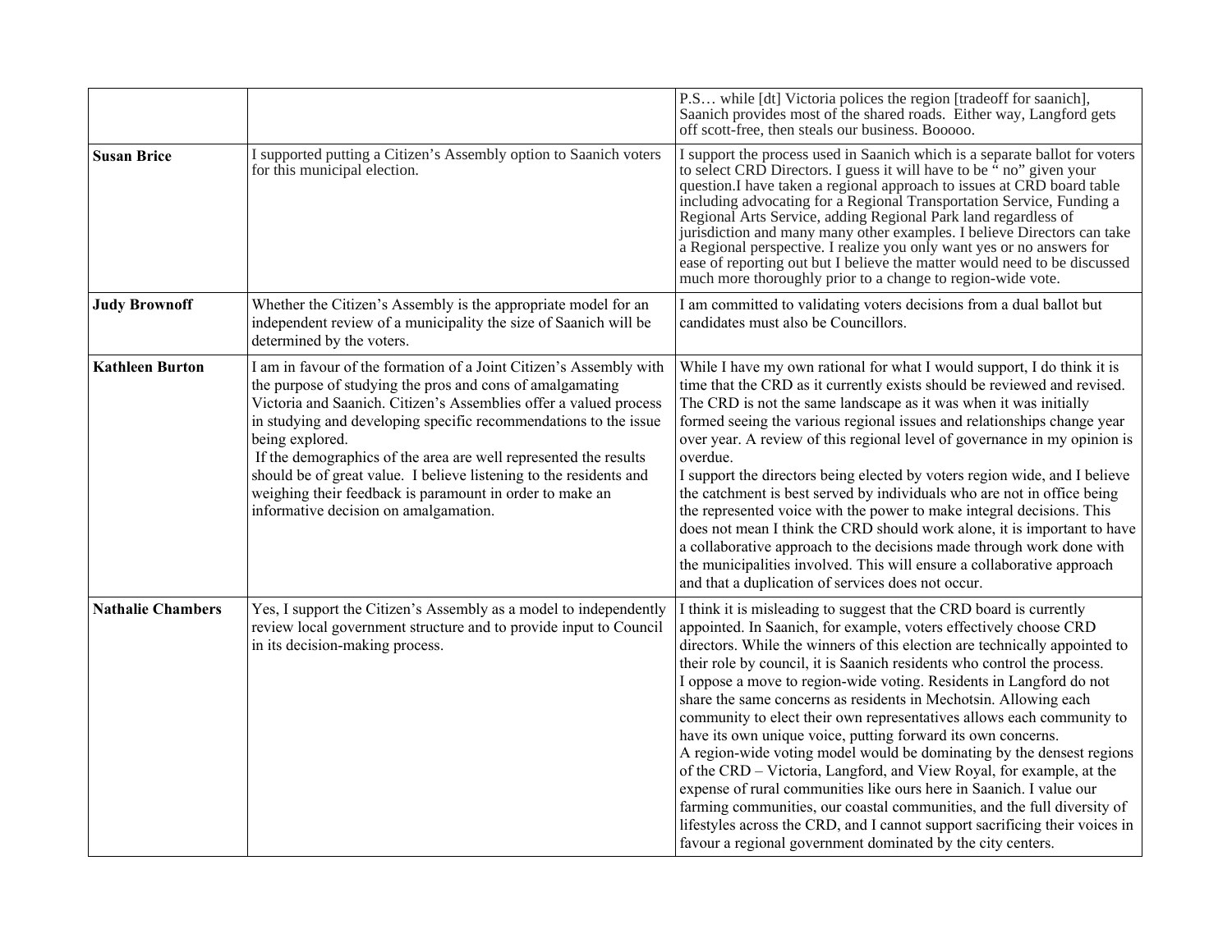| | | |
|---|---|---|
| | | P.S… while [dt] Victoria polices the region [tradeoff for saanich], Saanich provides most of the shared roads. Either way, Langford gets off scott-free, then steals our business. Booooo. |
| **Susan Brice** | I supported putting a Citizen's Assembly option to Saanich voters for this municipal election. | I support the process used in Saanich which is a separate ballot for voters to select CRD Directors. I guess it will have to be " no" given your question.I have taken a regional approach to issues at CRD board table including advocating for a Regional Transportation Service, Funding a Regional Arts Service, adding Regional Park land regardless of jurisdiction and many many other examples. I believe Directors can take a Regional perspective. I realize you only want yes or no answers for ease of reporting out but I believe the matter would need to be discussed much more thoroughly prior to a change to region-wide vote. |
| **Judy Brownoff** | Whether the Citizen's Assembly is the appropriate model for an independent review of a municipality the size of Saanich will be determined by the voters. | I am committed to validating voters decisions from a dual ballot but candidates must also be Councillors. |
| **Kathleen Burton** | I am in favour of the formation of a Joint Citizen's Assembly with the purpose of studying the pros and cons of amalgamating Victoria and Saanich. Citizen's Assemblies offer a valued process in studying and developing specific recommendations to the issue being explored.<br>If the demographics of the area are well represented the results should be of great value. I believe listening to the residents and weighing their feedback is paramount in order to make an informative decision on amalgamation. | While I have my own rational for what I would support, I do think it is time that the CRD as it currently exists should be reviewed and revised. The CRD is not the same landscape as it was when it was initially formed seeing the various regional issues and relationships change year over year. A review of this regional level of governance in my opinion is overdue.<br>I support the directors being elected by voters region wide, and I believe the catchment is best served by individuals who are not in office being the represented voice with the power to make integral decisions. This does not mean I think the CRD should work alone, it is important to have a collaborative approach to the decisions made through work done with the municipalities involved. This will ensure a collaborative approach and that a duplication of services does not occur. |
| **Nathalie Chambers** | Yes, I support the Citizen's Assembly as a model to independently review local government structure and to provide input to Council in its decision-making process. | I think it is misleading to suggest that the CRD board is currently appointed. In Saanich, for example, voters effectively choose CRD directors. While the winners of this election are technically appointed to their role by council, it is Saanich residents who control the process.<br>I oppose a move to region-wide voting. Residents in Langford do not share the same concerns as residents in Mechotsin. Allowing each community to elect their own representatives allows each community to have its own unique voice, putting forward its own concerns.<br>A region-wide voting model would be dominating by the densest regions of the CRD – Victoria, Langford, and View Royal, for example, at the expense of rural communities like ours here in Saanich. I value our farming communities, our coastal communities, and the full diversity of lifestyles across the CRD, and I cannot support sacrificing their voices in favour a regional government dominated by the city centers. |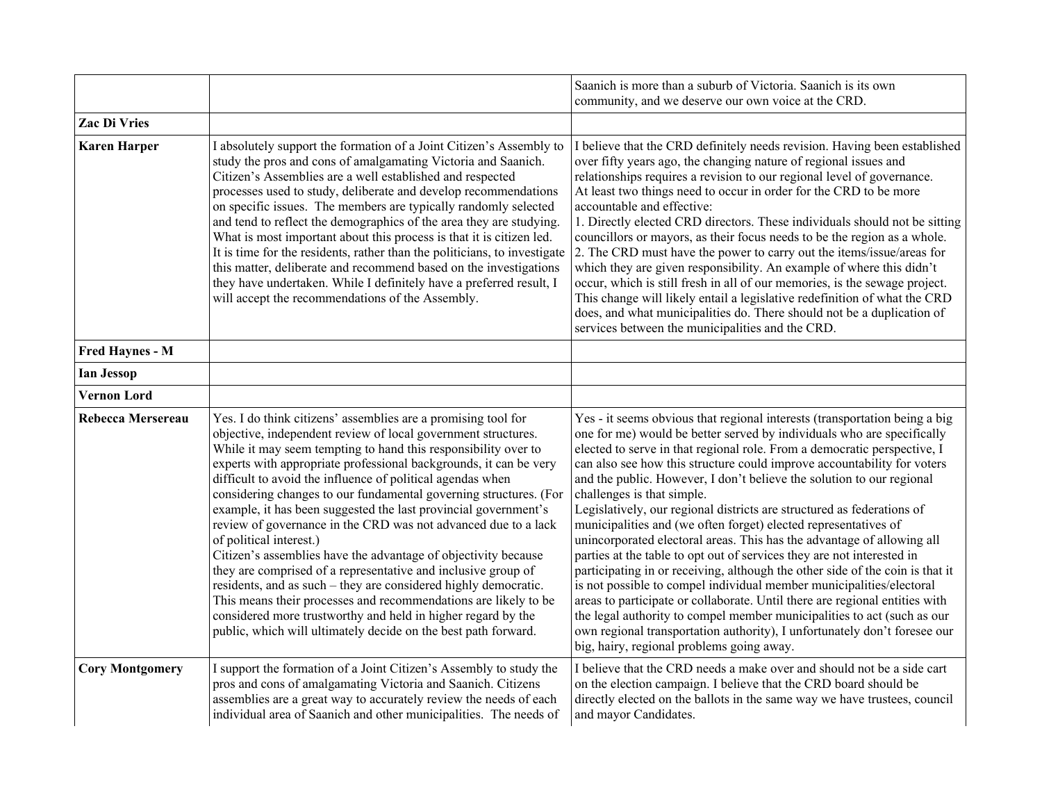| | | |
|---|---|---|
| | | Saanich is more than a suburb of Victoria. Saanich is its own community, and we deserve our own voice at the CRD. |
| **Zac Di Vries** | | |
| **Karen Harper** | I absolutely support the formation of a Joint Citizen's Assembly to study the pros and cons of amalgamating Victoria and Saanich. Citizen's Assemblies are a well established and respected processes used to study, deliberate and develop recommendations on specific issues. The members are typically randomly selected and tend to reflect the demographics of the area they are studying. What is most important about this process is that it is citizen led. It is time for the residents, rather than the politicians, to investigate this matter, deliberate and recommend based on the investigations they have undertaken. While I definitely have a preferred result, I will accept the recommendations of the Assembly. | I believe that the CRD definitely needs revision. Having been established over fifty years ago, the changing nature of regional issues and relationships requires a revision to our regional level of governance. At least two things need to occur in order for the CRD to be more accountable and effective:<br>1. Directly elected CRD directors. These individuals should not be sitting councillors or mayors, as their focus needs to be the region as a whole.<br>2. The CRD must have the power to carry out the items/issue/areas for which they are given responsibility. An example of where this didn't occur, which is still fresh in all of our memories, is the sewage project. This change will likely entail a legislative redefinition of what the CRD does, and what municipalities do. There should not be a duplication of services between the municipalities and the CRD. |
| **Fred Haynes - M** | | |
| **Ian Jessop** | | |
| **Vernon Lord** | | |
| **Rebecca Mersereau** | Yes. I do think citizens' assemblies are a promising tool for objective, independent review of local government structures. While it may seem tempting to hand this responsibility over to experts with appropriate professional backgrounds, it can be very difficult to avoid the influence of political agendas when considering changes to our fundamental governing structures. (For example, it has been suggested the last provincial government's review of governance in the CRD was not advanced due to a lack of political interest.)<br>Citizen's assemblies have the advantage of objectivity because they are comprised of a representative and inclusive group of residents, and as such – they are considered highly democratic. This means their processes and recommendations are likely to be considered more trustworthy and held in higher regard by the public, which will ultimately decide on the best path forward. | Yes - it seems obvious that regional interests (transportation being a big one for me) would be better served by individuals who are specifically elected to serve in that regional role. From a democratic perspective, I can also see how this structure could improve accountability for voters and the public. However, I don't believe the solution to our regional challenges is that simple.<br>Legislatively, our regional districts are structured as federations of municipalities and (we often forget) elected representatives of unincorporated electoral areas. This has the advantage of allowing all parties at the table to opt out of services they are not interested in participating in or receiving, although the other side of the coin is that it is not possible to compel individual member municipalities/electoral areas to participate or collaborate. Until there are regional entities with the legal authority to compel member municipalities to act (such as our own regional transportation authority), I unfortunately don't foresee our big, hairy, regional problems going away. |
| **Cory Montgomery** | I support the formation of a Joint Citizen's Assembly to study the pros and cons of amalgamating Victoria and Saanich. Citizens assemblies are a great way to accurately review the needs of each individual area of Saanich and other municipalities. The needs of | I believe that the CRD needs a make over and should not be a side cart on the election campaign. I believe that the CRD board should be directly elected on the ballots in the same way we have trustees, council and mayor Candidates. |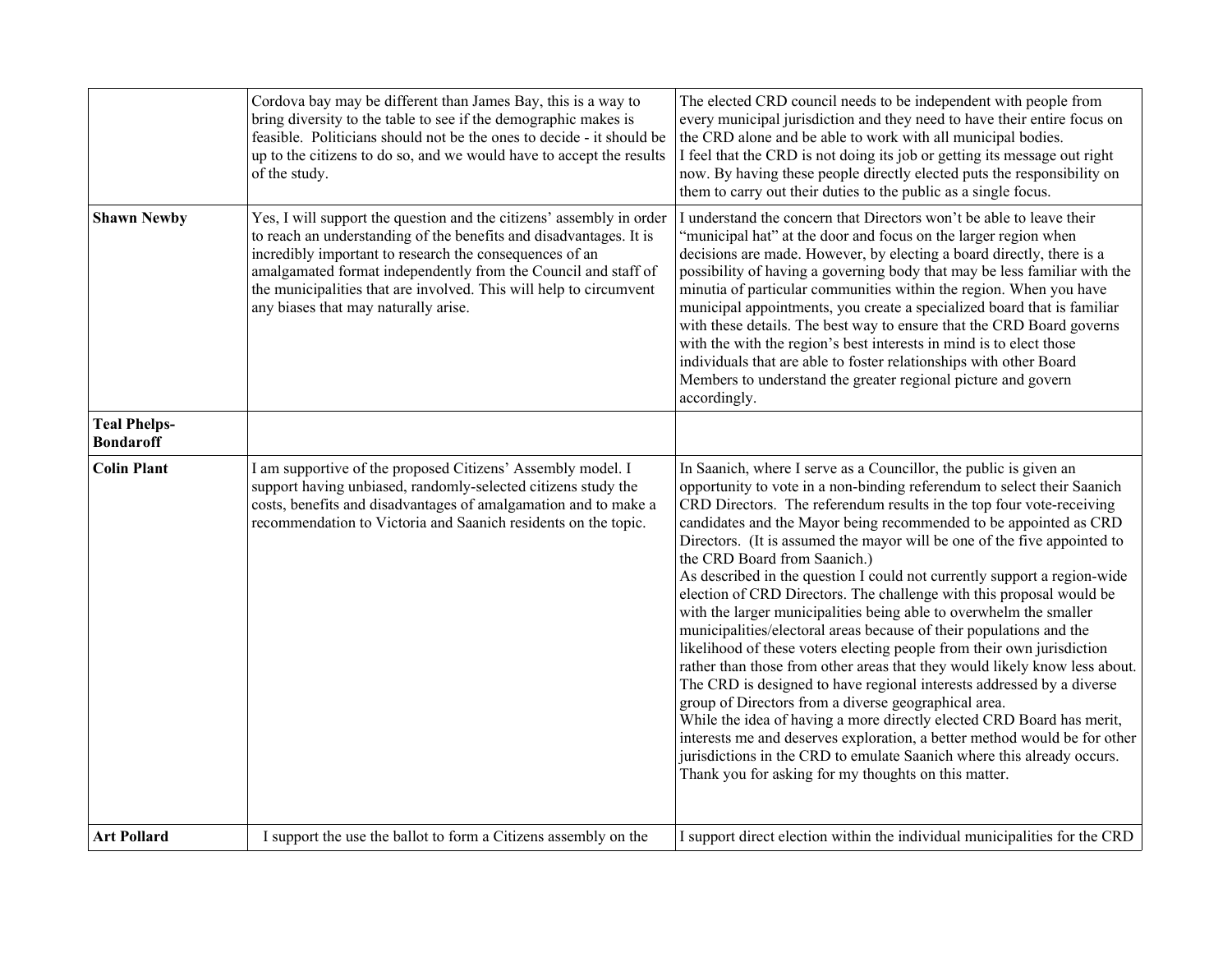| | | |
|---|---|---|
| | Cordova bay may be different than James Bay, this is a way to bring diversity to the table to see if the demographic makes is feasible. Politicians should not be the ones to decide - it should be up to the citizens to do so, and we would have to accept the results of the study. | The elected CRD council needs to be independent with people from every municipal jurisdiction and they need to have their entire focus on the CRD alone and be able to work with all municipal bodies.<br>I feel that the CRD is not doing its job or getting its message out right now. By having these people directly elected puts the responsibility on them to carry out their duties to the public as a single focus. |
| **Shawn Newby** | Yes, I will support the question and the citizens' assembly in order to reach an understanding of the benefits and disadvantages. It is incredibly important to research the consequences of an amalgamated format independently from the Council and staff of the municipalities that are involved. This will help to circumvent any biases that may naturally arise. | I understand the concern that Directors won't be able to leave their "municipal hat" at the door and focus on the larger region when decisions are made. However, by electing a board directly, there is a possibility of having a governing body that may be less familiar with the minutia of particular communities within the region. When you have municipal appointments, you create a specialized board that is familiar with these details. The best way to ensure that the CRD Board governs with the with the region's best interests in mind is to elect those individuals that are able to foster relationships with other Board Members to understand the greater regional picture and govern accordingly. |
| **Teal Phelps-Bondaroff** | | |
| **Colin Plant** | I am supportive of the proposed Citizens' Assembly model. I support having unbiased, randomly-selected citizens study the costs, benefits and disadvantages of amalgamation and to make a recommendation to Victoria and Saanich residents on the topic. | In Saanich, where I serve as a Councillor, the public is given an opportunity to vote in a non-binding referendum to select their Saanich CRD Directors. The referendum results in the top four vote-receiving candidates and the Mayor being recommended to be appointed as CRD Directors. (It is assumed the mayor will be one of the five appointed to the CRD Board from Saanich.)<br>As described in the question I could not currently support a region-wide election of CRD Directors. The challenge with this proposal would be with the larger municipalities being able to overwhelm the smaller municipalities/electoral areas because of their populations and the likelihood of these voters electing people from their own jurisdiction rather than those from other areas that they would likely know less about. The CRD is designed to have regional interests addressed by a diverse group of Directors from a diverse geographical area.<br>While the idea of having a more directly elected CRD Board has merit, interests me and deserves exploration, a better method would be for other jurisdictions in the CRD to emulate Saanich where this already occurs. Thank you for asking for my thoughts on this matter. |
| **Art Pollard** | I support the use the ballot to form a Citizens assembly on the | I support direct election within the individual municipalities for the CRD |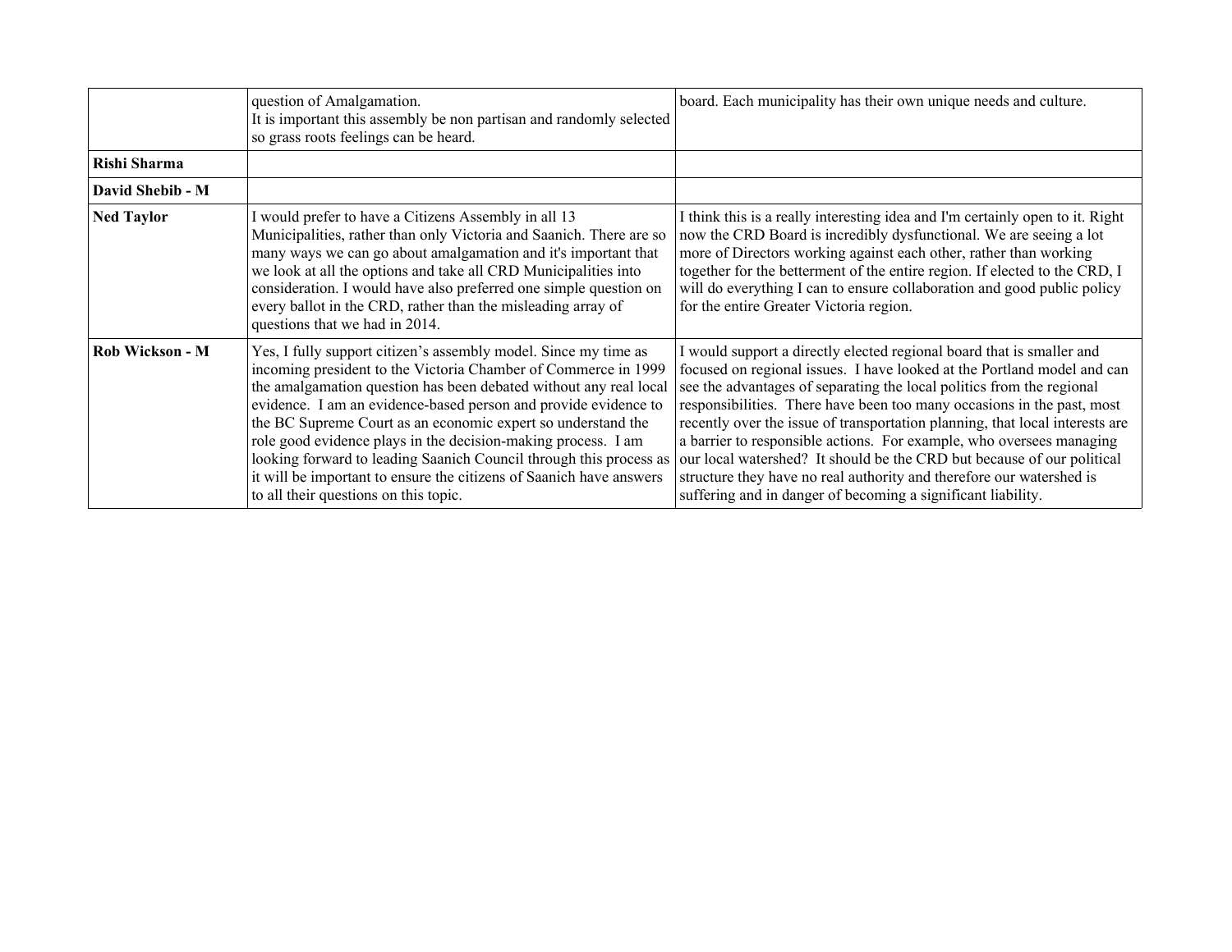| | | |
|---|---|---|
| | question of Amalgamation.<br>It is important this assembly be non partisan and randomly selected so grass roots feelings can be heard. | board. Each municipality has their own unique needs and culture. |
| **Rishi Sharma** | | |
| **David Shebib - M** | | |
| **Ned Taylor** | I would prefer to have a Citizens Assembly in all 13 Municipalities, rather than only Victoria and Saanich. There are so many ways we can go about amalgamation and it's important that we look at all the options and take all CRD Municipalities into consideration. I would have also preferred one simple question on every ballot in the CRD, rather than the misleading array of questions that we had in 2014. | I think this is a really interesting idea and I'm certainly open to it. Right now the CRD Board is incredibly dysfunctional. We are seeing a lot more of Directors working against each other, rather than working together for the betterment of the entire region. If elected to the CRD, I will do everything I can to ensure collaboration and good public policy for the entire Greater Victoria region. |
| **Rob Wickson - M** | Yes, I fully support citizen's assembly model. Since my time as incoming president to the Victoria Chamber of Commerce in 1999 the amalgamation question has been debated without any real local evidence. I am an evidence-based person and provide evidence to the BC Supreme Court as an economic expert so understand the role good evidence plays in the decision-making process. I am looking forward to leading Saanich Council through this process as it will be important to ensure the citizens of Saanich have answers to all their questions on this topic. | I would support a directly elected regional board that is smaller and focused on regional issues. I have looked at the Portland model and can see the advantages of separating the local politics from the regional responsibilities. There have been too many occasions in the past, most recently over the issue of transportation planning, that local interests are a barrier to responsible actions. For example, who oversees managing our local watershed? It should be the CRD but because of our political structure they have no real authority and therefore our watershed is suffering and in danger of becoming a significant liability. |